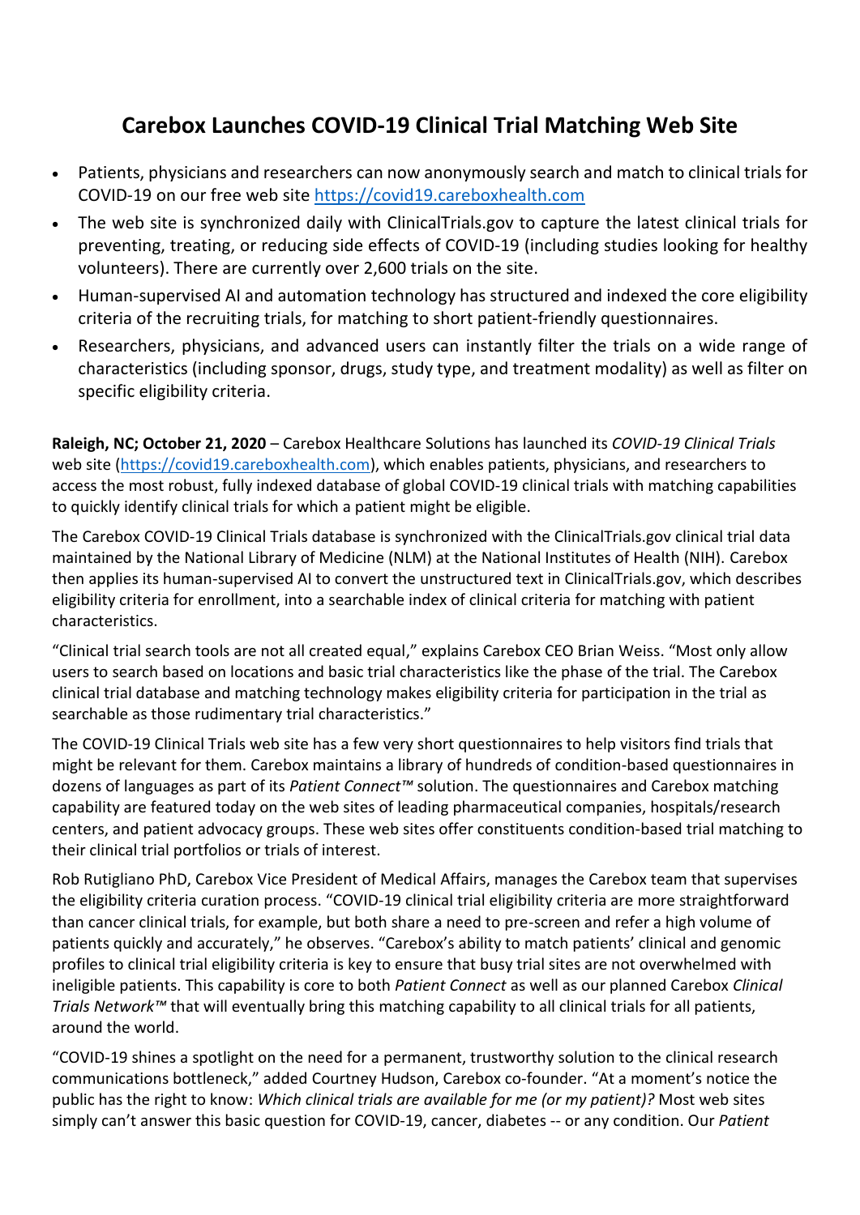# Carebox Launches COVID-19 Clinical Trial Matching Web Site

- Patients, physicians and researchers can now anonymously search and match to clinical trials for COVID-19 on our free web site https://covid19.careboxhealth.com
- The web site is synchronized daily with ClinicalTrials.gov to capture the latest clinical trials for preventing, treating, or reducing side effects of COVID-19 (including studies looking for healthy volunteers). There are currently over 2,600 trials on the site.
- Human-supervised AI and automation technology has structured and indexed the core eligibility criteria of the recruiting trials, for matching to short patient-friendly questionnaires.
- Researchers, physicians, and advanced users can instantly filter the trials on a wide range of characteristics (including sponsor, drugs, study type, and treatment modality) as well as filter on specific eligibility criteria.

**Raleigh, NC; October 21, 2020** – Carebox Healthcare Solutions has launched its *COVID-19 Clinical Trials* web site (https://covid19.careboxhealth.com), which enables patients, physicians, and researchers to access the most robust, fully indexed database of global COVID-19 clinical trials with matching capabilities to quickly identify clinical trials for which a patient might be eligible.

The Carebox COVID-19 Clinical Trials database is synchronized with the ClinicalTrials.gov clinical trial data maintained by the National Library of Medicine (NLM) at the National Institutes of Health (NIH). Carebox then applies its human-supervised AI to convert the unstructured text in ClinicalTrials.gov, which describes eligibility criteria for enrollment, into a searchable index of clinical criteria for matching with patient characteristics.

"Clinical trial search tools are not all created equal," explains Carebox CEO Brian Weiss. "Most only allow users to search based on locations and basic trial characteristics like the phase of the trial. The Carebox clinical trial database and matching technology makes eligibility criteria for participation in the trial as searchable as those rudimentary trial characteristics."

The COVID-19 Clinical Trials web site has a few very short questionnaires to help visitors find trials that might be relevant for them. Carebox maintains a library of hundreds of condition-based questionnaires in dozens of languages as part of its *Patient Connect™* solution. The questionnaires and Carebox matching capability are featured today on the web sites of leading pharmaceutical companies, hospitals/research centers, and patient advocacy groups. These web sites offer constituents condition-based trial matching to their clinical trial portfolios or trials of interest.

Rob Rutigliano PhD, Carebox Vice President of Medical Affairs, manages the Carebox team that supervises the eligibility criteria curation process. "COVID-19 clinical trial eligibility criteria are more straightforward than cancer clinical trials, for example, but both share a need to pre-screen and refer a high volume of patients quickly and accurately," he observes. "Carebox's ability to match patients' clinical and genomic profiles to clinical trial eligibility criteria is key to ensure that busy trial sites are not overwhelmed with ineligible patients. This capability is core to both *Patient Connect* as well as our planned Carebox *Clinical Trials Network™* that will eventually bring this matching capability to all clinical trials for all patients, around the world.

"COVID-19 shines a spotlight on the need for a permanent, trustworthy solution to the clinical research communications bottleneck," added Courtney Hudson, Carebox co-founder. "At a moment's notice the public has the right to know: *Which clinical trials are available for me (or my patient)?* Most web sites simply can't answer this basic question for COVID-19, cancer, diabetes -- or any condition. Our *Patient*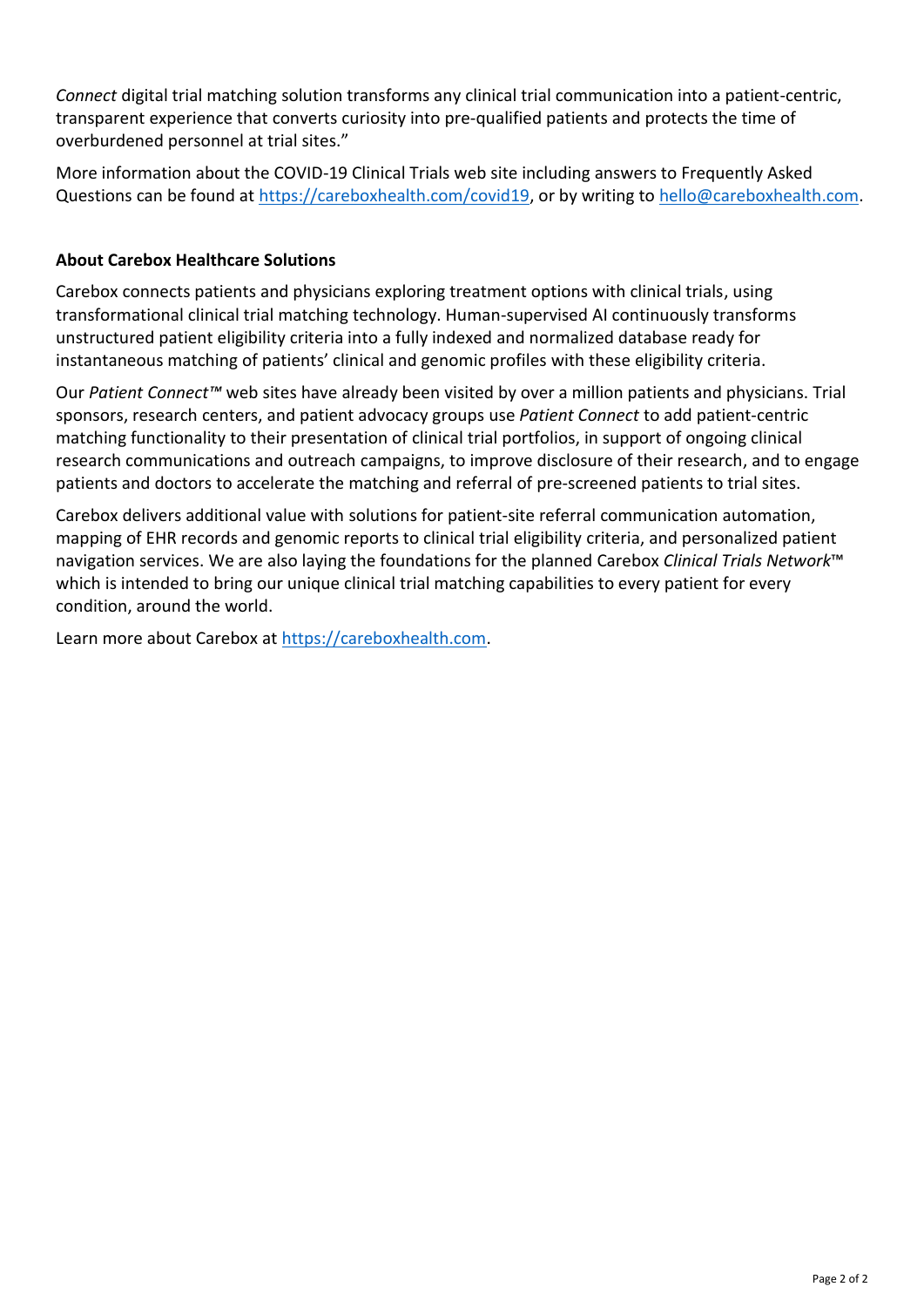*Connect* digital trial matching solution transforms any clinical trial communication into a patient-centric, transparent experience that converts curiosity into pre-qualified patients and protects the time of overburdened personnel at trial sites."

More information about the COVID-19 Clinical Trials web site including answers to Frequently Asked Questions can be found at https://careboxhealth.com/covid19, or by writing to hello@careboxhealth.com.

**About Carebox Healthcare Solutions**

Carebox connects patients and physicians exploring treatment options with clinical trials, using transformational clinical trial matching technology. Human-supervised AI continuously transforms unstructured patient eligibility criteria into a fully indexed and normalized database ready for instantaneous matching of patients' clinical and genomic profiles with these eligibility criteria.

Our *Patient Connect™* web sites have already been visited by over a million patients and physicians. Trial sponsors, research centers, and patient advocacy groups use *Patient Connect* to add patient-centric matching functionality to their presentation of clinical trial portfolios, in support of ongoing clinical research communications and outreach campaigns, to improve disclosure of their research, and to engage patients and doctors to accelerate the matching and referral of pre-screened patients to trial sites.

Carebox delivers additional value with solutions for patient-site referral communication automation, mapping of EHR records and genomic reports to clinical trial eligibility criteria, and personalized patient navigation services. We are also laying the foundations for the planned Carebox *Clinical Trials Network™* which is intended to bring our unique clinical trial matching capabilities to every patient for every condition, around the world.

Learn more about Carebox at https://careboxhealth.com.